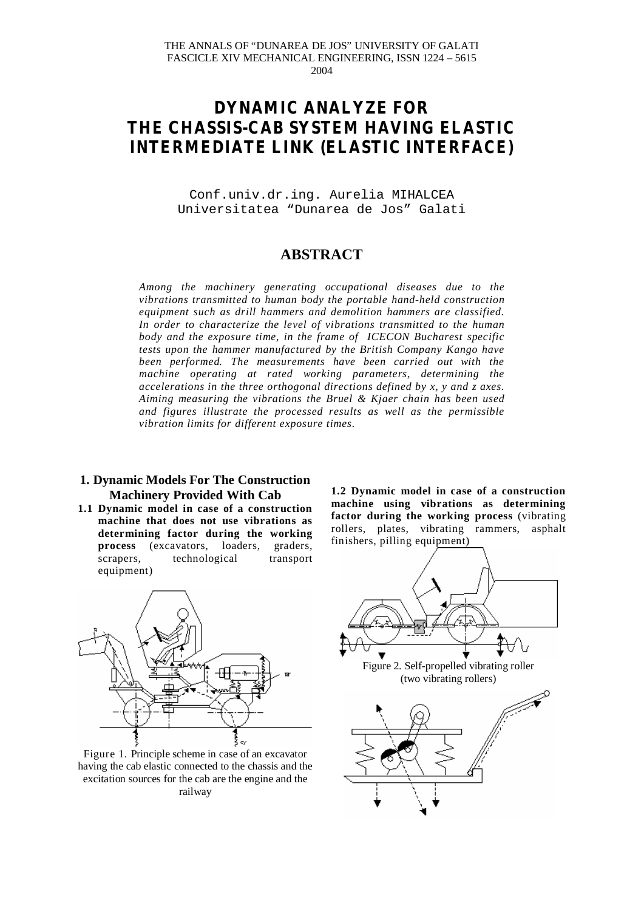THE ANNALS OF "DUNAREA DE JOS" UNIVERSITY OF GALATI
FASCICLE XIV MECHANICAL ENGINEERING, ISSN 1224 – 5615
2004

# DYNAMIC ANALYZE FOR THE CHASSIS-CAB SYSTEM HAVING ELASTIC INTERMEDIATE LINK (ELASTIC INTERFACE)

Conf.univ.dr.ing. Aurelia MIHALCEA
Universitatea "Dunarea de Jos" Galati

## ABSTRACT

*Among the machinery generating occupational diseases due to the vibrations transmitted to human body the portable hand-held construction equipment such as drill hammers and demolition hammers are classified. In order to characterize the level of vibrations transmitted to the human body and the exposure time, in the frame of ICECON Bucharest specific tests upon the hammer manufactured by the British Company Kango have been performed. The measurements have been carried out with the machine operating at rated working parameters, determining the accelerations in the three orthogonal directions defined by x, y and z axes. Aiming measuring the vibrations the Bruel & Kjaer chain has been used and figures illustrate the processed results as well as the permissible vibration limits for different exposure times.*

## 1. Dynamic Models For The Construction Machinery Provided With Cab

**1.1 Dynamic model in case of a construction machine that does not use vibrations as determining factor during the working process** (excavators, loaders, graders, scrapers, technological transport equipment)

Figure 1. Principle scheme in case of an excavator having the cab elastic connected to the chassis and the excitation sources for the cab are the engine and the railway

**1.2 Dynamic model in case of a construction machine using vibrations as determining factor during the working process** (vibrating rollers, plates, vibrating rammers, asphalt finishers, pilling equipment)

Figure 2. Self-propelled vibrating roller (two vibrating rollers)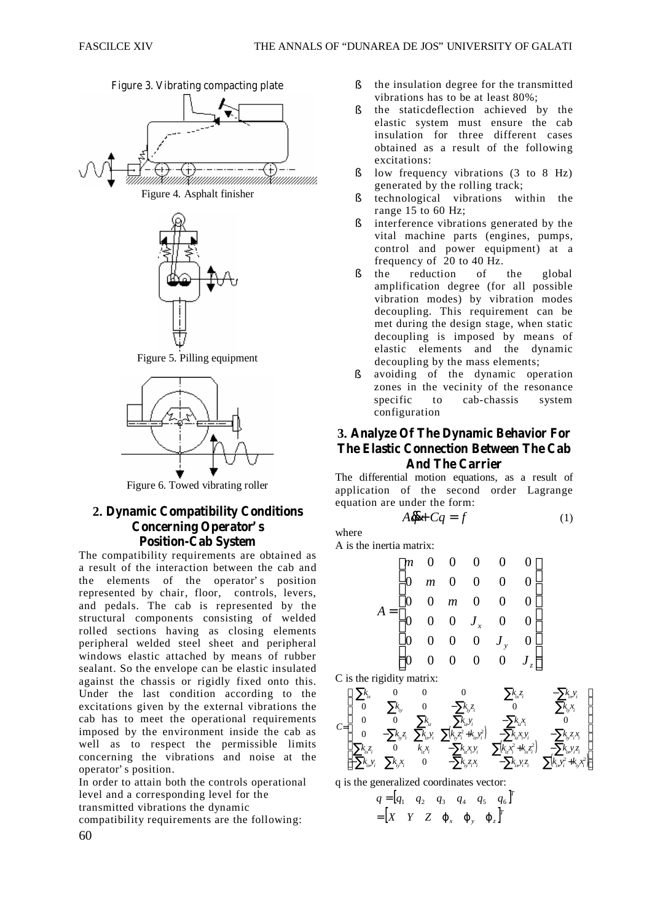Figure 3. Vibrating compacting plate

Figure 4. Asphalt finisher

Figure 5. Pilling equipment

Figure 6. Towed vibrating roller

## 2. Dynamic Compatibility Conditions Concerning Operator's Position-Cab System

The compatibility requirements are obtained as a result of the interaction between the cab and the elements of the operator's position represented by chair, floor, controls, levers, and pedals. The cab is represented by the structural components consisting of welded rolled sections having as closing elements peripheral welded steel sheet and peripheral windows elastic attached by means of rubber sealant. So the envelope can be elastic insulated against the chassis or rigidly fixed onto this. Under the last condition according to the excitations given by the external vibrations the cab has to meet the operational requirements imposed by the environment inside the cab as well as to respect the permissible limits concerning the vibrations and noise at the operator's position.

In order to attain both the controls operational level and a corresponding level for the transmitted vibrations the dynamic compatibility requirements are the following:

- the insulation degree for the transmitted vibrations has to be at least 80%;
- the staticdeflection achieved by the elastic system must ensure the cab insulation for three different cases obtained as a result of the following excitations:
- low frequency vibrations (3 to 8 Hz) generated by the rolling track;
- technological vibrations within the range 15 to 60 Hz;
- interference vibrations generated by the vital machine parts (engines, pumps, control and power equipment) at a frequency of 20 to 40 Hz.
- the reduction of the global amplification degree (for all possible vibration modes) by vibration modes decoupling. This requirement can be met during the design stage, when static decoupling is imposed by means of elastic elements and the dynamic decoupling by the mass elements;
- avoiding of the dynamic operation zones in the vecinity of the resonance specific to cab-chassis system configuration

## 3. Analyze Of The Dynamic Behavior For The Elastic Connection Between The Cab And The Carrier

The differential motion equations, as a result of application of the second order Lagrange equation are under the form:

$$A\ddot{q} + Cq = f \tag{1}$$

where

A is the inertia matrix:

$$A = \begin{bmatrix} m & 0 & 0 & 0 & 0 & 0 \\ 0 & m & 0 & 0 & 0 & 0 \\ 0 & 0 & m & 0 & 0 & 0 \\ 0 & 0 & 0 & J_x & 0 & 0 \\ 0 & 0 & 0 & 0 & J_y & 0 \\ 0 & 0 & 0 & 0 & 0 & J_z \end{bmatrix}$$

C is the rigidity matrix:

$$C = \begin{bmatrix} \sum k_{ix} & 0 & 0 & 0 & \sum k_{ix} z_i & -\sum k_{ix} y_i \\ 0 & \sum k_{iy} & 0 & -\sum k_{iy} z_i & 0 & \sum k_{iy} x_i \\ 0 & 0 & \sum k_{iz} & \sum k_{iz} y_i & -\sum k_{iz} x_i & 0 \\ 0 & -\sum k_{iy} z_i & \sum k_{iz} y_i & \sum \left(k_{iy} z_i^2 + k_{iz} y_i^2\right) & -\sum k_{iz} x_i y_i & -\sum k_{iy} z_i x_i \\ \sum k_{ix} z_i & 0 & k_{iz} x_i & -\sum k_{iz} x_i y_i & \sum \left(k_{iz} x_i^2 + k_{ix} z_i^2\right) & -\sum k_{ix} y_i z_i \\ -\sum k_{ix} y_i & \sum k_{iy} x_i & 0 & -\sum k_{iy} z_i x_i & -\sum k_{ix} y_i z_i & \sum \left(k_{ix} y_i^2 + k_{iy} x_i^2\right) \end{bmatrix}$$

q is the generalized coordinates vector:

$$q = \begin{bmatrix} q_1 & q_2 & q_3 & q_4 & q_5 & q_6 \end{bmatrix}^T = \begin{bmatrix} X & Y & Z & \varphi_x & \varphi_y & \varphi_z \end{bmatrix}^T$$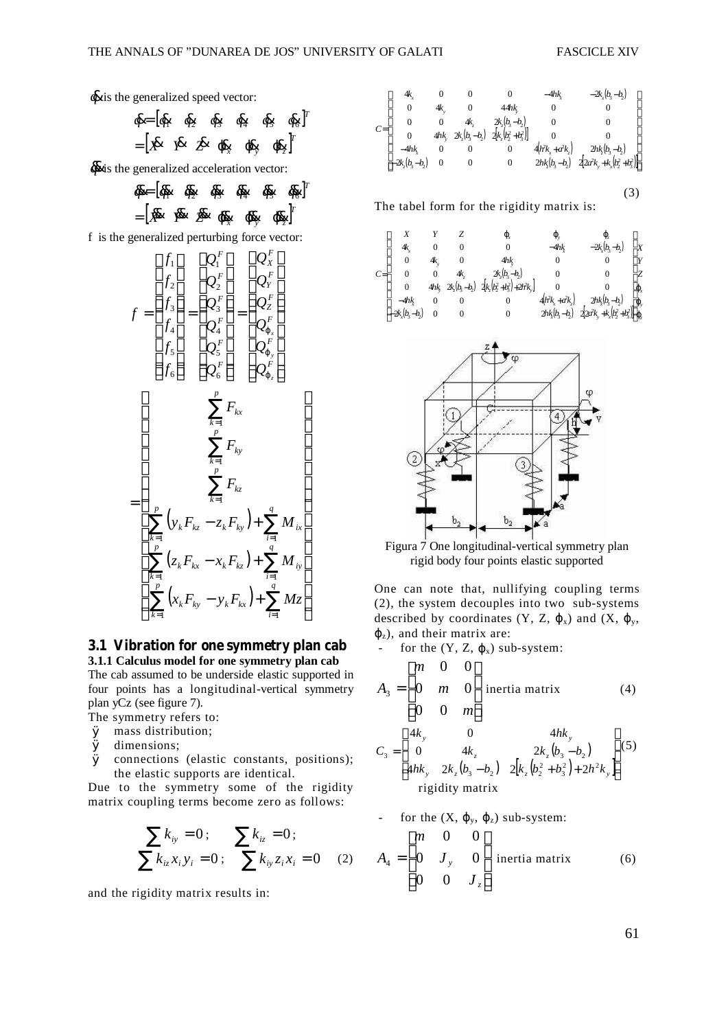$\dot{q}$ is the generalized speed vector:

$$\dot{q} = [\dot{q}_1 \quad \dot{q}_2 \quad \dot{q}_3 \quad \dot{q}_4 \quad \dot{q}_5 \quad \dot{q}_6]^T = [\dot{X} \quad \dot{Y} \quad \dot{Z} \quad \dot{\varphi}_x \quad \dot{\varphi}_y \quad \dot{\varphi}_z]^T$$

$\ddot{q}$ is the generalized acceleration vector:

$$\ddot{q} = [\ddot{q}_1 \quad \ddot{q}_2 \quad \ddot{q}_3 \quad \ddot{q}_4 \quad \ddot{q}_5 \quad \ddot{q}_6]^T = [\ddot{X} \quad \ddot{Y} \quad \ddot{Z} \quad \ddot{\varphi}_x \quad \ddot{\varphi}_y \quad \ddot{\varphi}_z]^T$$

f is the generalized perturbing force vector:

$$f = \begin{bmatrix} f_1 \\ f_2 \\ f_3 \\ f_4 \\ f_5 \\ f_6 \end{bmatrix} = \begin{bmatrix} Q_1^F \\ Q_2^F \\ Q_3^F \\ Q_4^F \\ Q_5^F \\ Q_6^F \end{bmatrix} = \begin{bmatrix} Q_X^F \\ Q_Y^F \\ Q_Z^F \\ Q_{\varphi_x}^F \\ Q_{\varphi_y}^F \\ Q_{\varphi_z}^F \end{bmatrix} = \begin{bmatrix} \sum_{k=1}^{p} F_{kx} \\ \sum_{k=1}^{p} F_{ky} \\ \sum_{k=1}^{p} F_{kz} \\ \sum_{k=1}^{p} (y_k F_{kz} - z_k F_{ky}) + \sum_{i=1}^{q} M_{ix} \\ \sum_{k=1}^{p} (z_k F_{kx} - x_k F_{kz}) + \sum_{i=1}^{q} M_{iy} \\ \sum_{k=1}^{p} (x_k F_{ky} - y_k F_{kx}) + \sum_{i=1}^{q} Mz \end{bmatrix}$$

## 3.1 Vibration for one symmetry plan cab

### 3.1.1 Calculus model for one symmetry plan cab

The cab assumed to be underside elastic supported in four points has a longitudinal-vertical symmetry plan yCz (see figure 7).

The symmetry refers to:

- mass distribution;
- dimensions;
- connections (elastic constants, positions); the elastic supports are identical.

Due to the symmetry some of the rigidity matrix coupling terms become zero as follows:

$$\sum k_{iy} = 0; \quad \sum k_{iz} = 0; \quad \sum k_{iz} x_i y_i = 0; \quad \sum k_{iy} z_i x_i = 0 \quad (2)$$

and the rigidity matrix results in:

$$C = \begin{bmatrix} 4k_x & 0 & 0 & 0 & -4hk_x & -2k_x(b_3-b_2) \\ 0 & 4k_y & 0 & 44hk_y & 0 & 0 \\ 0 & 0 & 4k_z & 2k_z(b_3-b_2) & 0 & 0 \\ 0 & 4hk_y & 2k_z(b_3-b_2) & 2[k_z(b_2^2+b_3^2)] & 0 & 0 \\ -4hk_x & 0 & 0 & 0 & 4(h^2k_x+a^2k_z) & 2hk_x(b_3-b_2) \\ -2k_x(b_3-b_2) & 0 & 0 & 0 & 2hk_x(b_3-b_2) & 2[2a^2k_y+k_x(b_2^2+b_3^2)] \end{bmatrix} \quad (3)$$

The tabel form for the rigidity matrix is:

$$C = \begin{bmatrix} X & Y & Z & \varphi_x & \varphi_y & \varphi_z & \\ 4k_x & 0 & 0 & 0 & -4hk_x & -2k_x(b_3-b_2) & X \\ 0 & 4k_y & 0 & 4hk_y & 0 & 0 & Y \\ 0 & 0 & 4k_z & 2k_z(b_3-b_2) & 0 & 0 & Z \\ 0 & 4hk_y & 2k_z(b_3-b_2) & 2[k_z(b_2^2+b_3^2)+2h^2k_y] & 0 & 0 & \varphi_x \\ -4hk_x & 0 & 0 & 0 & 4(h^2k_x+a^2k_z) & 2hk_x(b_3-b_2) & \varphi_y \\ -2k_x(b_3-b_2) & 0 & 0 & 0 & 2hk_x(b_3-b_2) & 2[2a^2k_y+k_x(b_2^2+b_3^2)] & \varphi_z \end{bmatrix}$$

Figura 7 One longitudinal-vertical symmetry plan rigid body four points elastic supported

One can note that, nullifying coupling terms (2), the system decouples into two sub-systems described by coordinates (Y, Z, $\varphi_x$) and (X, $\varphi_y$, $\varphi_z$), and their matrix are:

- for the (Y, Z, $\varphi_x$) sub-system:

$$A_3 = \begin{bmatrix} m & 0 & 0 \\ 0 & m & 0 \\ 0 & 0 & m \end{bmatrix} \text{ inertia matrix} \quad (4)$$

$$C_3 = \begin{bmatrix} 4k_y & 0 & 4hk_y \\ 0 & 4k_z & 2k_z(b_3-b_2) \\ 4hk_y & 2k_z(b_3-b_2) & 2[k_z(b_2^2+b_3^2)+2h^2k_y] \end{bmatrix} \quad (5)$$

rigidity matrix

- for the (X, $\varphi_y$, $\varphi_z$) sub-system:

$$A_4 = \begin{bmatrix} m & 0 & 0 \\ 0 & J_y & 0 \\ 0 & 0 & J_z \end{bmatrix} \text{ inertia matrix} \quad (6)$$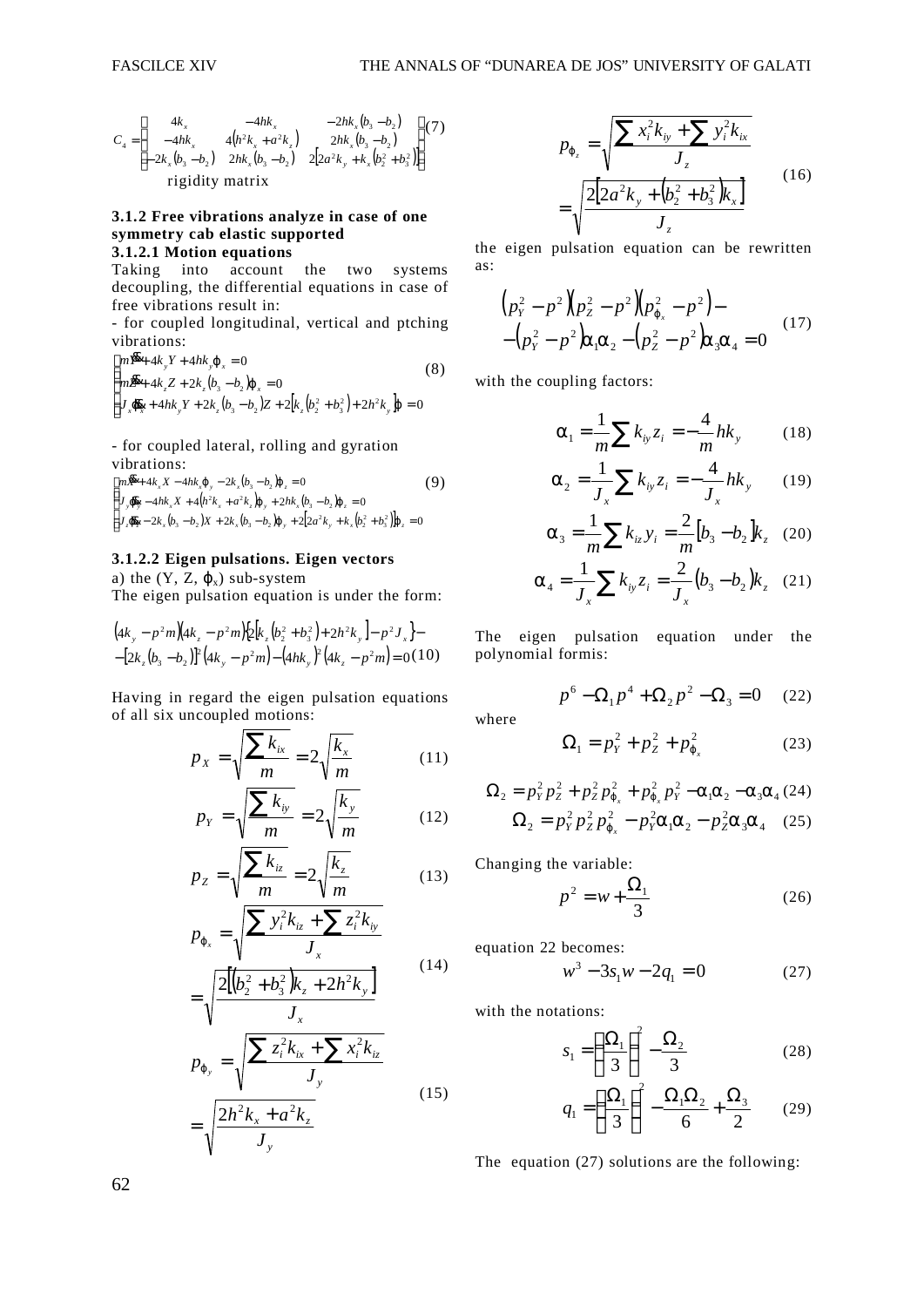$$C_4 = \begin{bmatrix} 4k_x & -4hk_x & -2hk_x(b_3-b_2) \\ -4hk_x & 4(h^2k_x+a^2k_z) & 2hk_x(b_3-b_2) \\ -2k_x(b_3-b_2) & 2hk_x(b_3-b_2) & 2[2a^2k_y+k_x(b_2^2+b_3^2)] \end{bmatrix} \quad (7)$$

rigidity matrix

### 3.1.2 Free vibrations analyze in case of one symmetry cab elastic supported

#### 3.1.2.1 Motion equations

Taking into account the two systems decoupling, the differential equations in case of free vibrations result in:

- for coupled longitudinal, vertical and ptching vibrations:

$$\begin{cases} m\ddot{Y} + 4k_y Y + 4hk_y\varphi_x = 0 \\ m\ddot{Z} + 4k_z Z + 2k_z(b_3-b_2)\varphi_x = 0 \\ J_x\ddot{\varphi}_x + 4hk_y Y + 2k_z(b_3-b_2)Z + 2[k_z(b_2^2+b_3^2)+2h^2k_y]\varphi = 0 \end{cases} \quad (8)$$

- for coupled lateral, rolling and gyration vibrations:

$$\begin{cases} m\ddot{X} + 4k_x X - 4hk_x\varphi_y - 2k_x(b_3-b_2)\varphi_z = 0 \\ J_y\ddot{\varphi}_y - 4hk_x X + 4(h^2k_x+a^2k_z)\varphi_y + 2hk_x(b_3-b_2)\varphi_z = 0 \\ J_z\ddot{\varphi}_z - 2k_x(b_3-b_2)X + 2k_x(b_3-b_2)\varphi_y + 2[2a^2k_y+k_x(b_2^2+b_3^2)]\varphi_z = 0 \end{cases} \quad (9)$$

#### 3.1.2.2 Eigen pulsations. Eigen vectors

a) the ($Y$, $Z$, $\varphi_x$) sub-system

The eigen pulsation equation is under the form:

$$\begin{aligned} &(4k_y - p^2m)(4k_z - p^2m)\{2[k_z(b_2^2+b_3^2)+2h^2k_y] - p^2J_x\} - \\ &-[2k_z(b_3-b_2)]^2(4k_y - p^2m) - (4hk_y)^2(4k_z - p^2m) = 0 \end{aligned} \quad (10)$$

Having in regard the eigen pulsation equations of all six uncoupled motions:

$$p_X = \sqrt{\frac{\sum k_{ix}}{m}} = 2\sqrt{\frac{k_x}{m}} \quad (11)$$

$$p_Y = \sqrt{\frac{\sum k_{iy}}{m}} = 2\sqrt{\frac{k_y}{m}} \quad (12)$$

$$p_Z = \sqrt{\frac{\sum k_{iz}}{m}} = 2\sqrt{\frac{k_z}{m}} \quad (13)$$

$$p_{\varphi_x} = \sqrt{\frac{\sum y_i^2k_{iz} + \sum z_i^2k_{iy}}{J_x}} = \sqrt{\frac{2[(b_2^2+b_3^2)k_z + 2h^2k_y]}{J_x}} \quad (14)$$

$$p_{\varphi_y} = \sqrt{\frac{\sum z_i^2k_{ix} + \sum x_i^2k_{iz}}{J_y}} = \sqrt{\frac{2h^2k_x + a^2k_z}{J_y}} \quad (15)$$

$$p_{\varphi_z} = \sqrt{\frac{\sum x_i^2k_{iy} + \sum y_i^2k_{ix}}{J_z}} = \sqrt{\frac{2[2a^2k_y + (b_2^2+b_3^2)k_x]}{J_z}} \quad (16)$$

the eigen pulsation equation can be rewritten as:

$$\begin{aligned} &(p_Y^2 - p^2)(p_Z^2 - p^2)(p_{\varphi_x}^2 - p^2) - \\ &-(p_Y^2 - p^2)\alpha_1\alpha_2 - (p_Z^2 - p^2)\alpha_3\alpha_4 = 0 \end{aligned} \quad (17)$$

with the coupling factors:

$$\alpha_1 = \frac{1}{m}\sum k_{iy}z_i = -\frac{4}{m}hk_y \quad (18)$$

$$\alpha_2 = \frac{1}{J_x}\sum k_{iy}z_i = -\frac{4}{J_x}hk_y \quad (19)$$

$$\alpha_3 = \frac{1}{m}\sum k_{iz}y_i = \frac{2}{m}[b_3 - b_2]k_z \quad (20)$$

$$\alpha_4 = \frac{1}{J_x}\sum k_{iy}z_i = \frac{2}{J_x}(b_3 - b_2)k_z \quad (21)$$

The eigen pulsation equation under the polynomial formis:

$$p^6 - \Omega_1p^4 + \Omega_2p^2 - \Omega_3 = 0 \quad (22)$$

where

$$\Omega_1 = p_Y^2 + p_Z^2 + p_{\varphi_x}^2 \quad (23)$$

$$\Omega_2 = p_Y^2p_Z^2 + p_Z^2p_{\varphi_x}^2 + p_{\varphi_x}^2p_Y^2 - \alpha_1\alpha_2 - \alpha_3\alpha_4 \quad (24)$$

$$\Omega_2 = p_Y^2p_Z^2p_{\varphi_x}^2 - p_Y^2\alpha_1\alpha_2 - p_Z^2\alpha_3\alpha_4 \quad (25)$$

Changing the variable:

$$p^2 = w + \frac{\Omega_1}{3} \quad (26)$$

equation 22 becomes:

$$w^3 - 3s_1w - 2q_1 = 0 \quad (27)$$

with the notations:

$$s_1 = \left(\frac{\Omega_1}{3}\right)^2 - \frac{\Omega_2}{3} \quad (28)$$

$$q_1 = \left(\frac{\Omega_1}{3}\right)^2 - \frac{\Omega_1\Omega_2}{6} + \frac{\Omega_3}{2} \quad (29)$$

The equation (27) solutions are the following: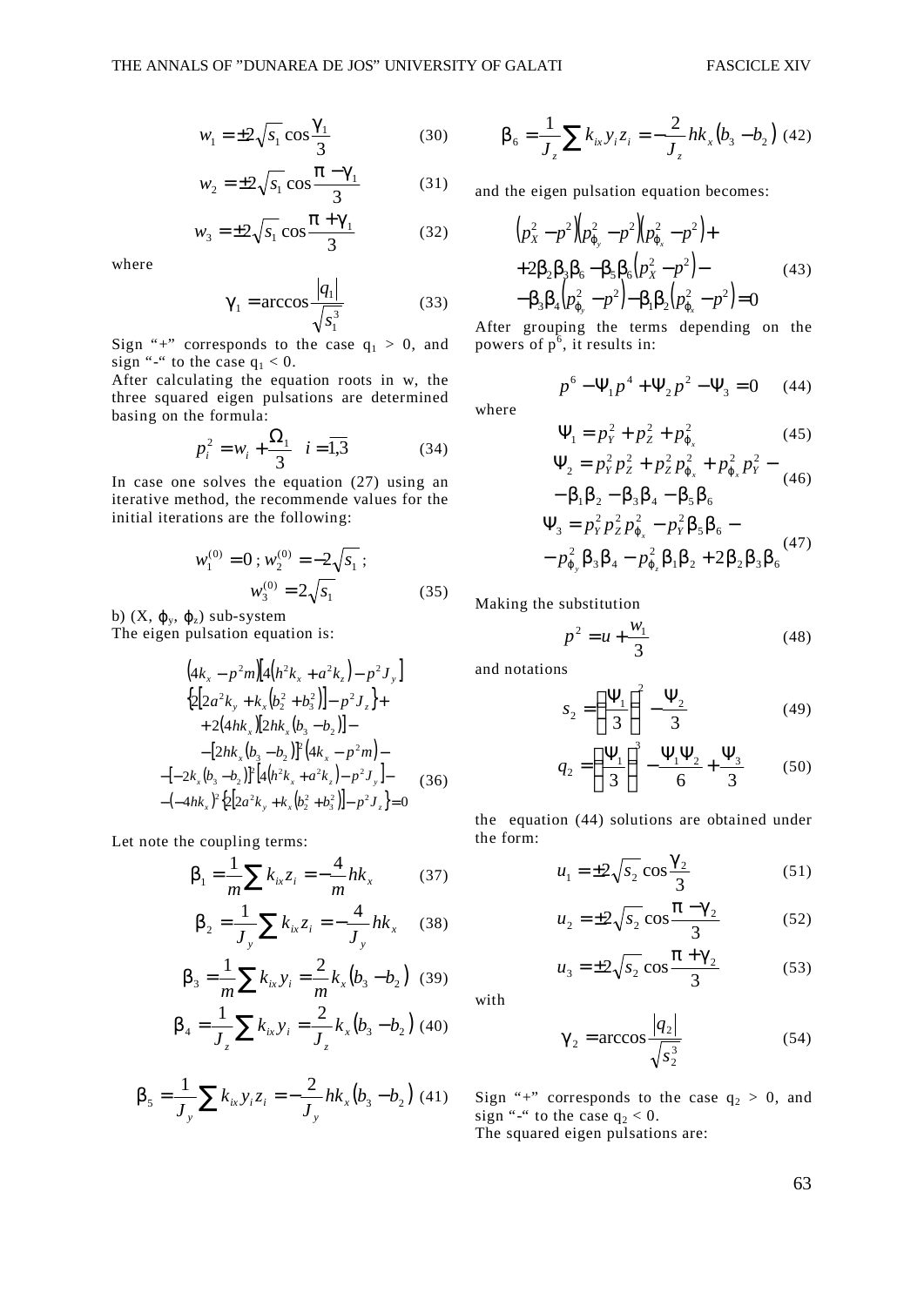$$w_1 = \pm 2\sqrt{s_1}\cos\frac{\gamma_1}{3} \tag{30}$$

$$w_2 = \pm 2\sqrt{s_1}\cos\frac{\pi - \gamma_1}{3} \tag{31}$$

$$w_3 = \pm 2\sqrt{s_1}\cos\frac{\pi + \gamma_1}{3} \tag{32}$$

where

$$\gamma_1 = \arccos\frac{|q_1|}{\sqrt{s_1^3}} \tag{33}$$

Sign "+" corresponds to the case $q_1 > 0$, and sign "-" to the case $q_1 < 0$.
After calculating the equation roots in w, the three squared eigen pulsations are determined basing on the formula:

$$p_i^2 = w_i + \frac{\Omega_1}{3} \quad i = \overline{1,3} \tag{34}$$

In case one solves the equation (27) using an iterative method, the recommende values for the initial iterations are the following:

$$w_1^{(0)} = 0\,;\; w_2^{(0)} = -2\sqrt{s_1}\,; \quad w_3^{(0)} = 2\sqrt{s_1} \tag{35}$$

b) $(X, \varphi_y, \varphi_z)$ sub-system
The eigen pulsation equation is:

$$\begin{aligned}
&\left(4k_x - p^2 m\right)\left[4\left(h^2 k_x + a^2 k_z\right) - p^2 J_y\right] \\
&\left\{2\left[2a^2 k_y + k_x\left(b_2^2 + b_3^2\right)\right] - p^2 J_z\right\} + \\
&+ 2\left(4hk_x\right)\left[2hk_x\left(b_3 - b_2\right)\right] - \\
&- \left[2hk_x\left(b_3 - b_2\right)\right]^2\left(4k_x - p^2 m\right) - \\
&- \left[-2k_x\left(b_3 - b_2\right)\right]^2\left[4\left(h^2 k_x + a^2 k_z\right) - p^2 J_y\right] - \\
&- \left(-4hk_x\right)^2\left\{2\left[2a^2 k_y + k_x\left(b_2^2 + b_3^2\right)\right] - p^2 J_z\right\} = 0
\end{aligned} \tag{36}$$

Let note the coupling terms:

$$\beta_1 = \frac{1}{m}\sum k_{ix} z_i = -\frac{4}{m} hk_x \tag{37}$$

$$\beta_2 = \frac{1}{J_y}\sum k_{ix} z_i = -\frac{4}{J_y} hk_x \tag{38}$$

$$\beta_3 = \frac{1}{m}\sum k_{ix} y_i = \frac{2}{m} k_x\left(b_3 - b_2\right) \tag{39}$$

$$\beta_4 = \frac{1}{J_z}\sum k_{ix} y_i = \frac{2}{J_z} k_x\left(b_3 - b_2\right) \tag{40}$$

$$\beta_5 = \frac{1}{J_y}\sum k_{ix} y_i z_i = -\frac{2}{J_y} hk_x\left(b_3 - b_2\right) \tag{41}$$

$$\beta_6 = \frac{1}{J_z}\sum k_{ix} y_i z_i = -\frac{2}{J_z} hk_x\left(b_3 - b_2\right) \tag{42}$$

and the eigen pulsation equation becomes:

$$\begin{aligned}
&\left(p_X^2 - p^2\right)\left(p_{\varphi_y}^2 - p^2\right)\left(p_{\varphi_x}^2 - p^2\right) + \\
&+ 2\beta_2\beta_3\beta_6 - \beta_5\beta_6\left(p_X^2 - p^2\right) - \\
&- \beta_3\beta_4\left(p_{\varphi_y}^2 - p^2\right) - \beta_1\beta_2\left(p_{\varphi_x}^2 - p^2\right) = 0
\end{aligned} \tag{43}$$

After grouping the terms depending on the powers of $p^6$, it results in:

$$p^6 - \Psi_1 p^4 + \Psi_2 p^2 - \Psi_3 = 0 \tag{44}$$

where

$$\Psi_1 = p_Y^2 + p_Z^2 + p_{\varphi_x}^2 \tag{45}$$

$$\begin{aligned}
\Psi_2 = {} & p_Y^2 p_Z^2 + p_Z^2 p_{\varphi_x}^2 + p_{\varphi_x}^2 p_Y^2 - \\
& - \beta_1\beta_2 - \beta_3\beta_4 - \beta_5\beta_6
\end{aligned} \tag{46}$$

$$\begin{aligned}
\Psi_3 = {} & p_Y^2 p_Z^2 p_{\varphi_x}^2 - p_Y^2 \beta_5\beta_6 - \\
& - p_{\varphi_y}^2 \beta_3\beta_4 - p_{\varphi_z}^2 \beta_1\beta_2 + 2\beta_2\beta_3\beta_6
\end{aligned} \tag{47}$$

Making the substitution

$$p^2 = u + \frac{w_1}{3} \tag{48}$$

and notations

$$s_2 = \left(\frac{\Psi_1}{3}\right)^2 - \frac{\Psi_2}{3} \tag{49}$$

$$q_2 = \left(\frac{\Psi_1}{3}\right)^3 - \frac{\Psi_1\Psi_2}{6} + \frac{\Psi_3}{3} \tag{50}$$

the equation (44) solutions are obtained under the form:

$$u_1 = \pm 2\sqrt{s_2}\cos\frac{\gamma_2}{3} \tag{51}$$

$$u_2 = \pm 2\sqrt{s_2}\cos\frac{\pi - \gamma_2}{3} \tag{52}$$

$$u_3 = \pm 2\sqrt{s_2}\cos\frac{\pi + \gamma_2}{3} \tag{53}$$

with

$$\gamma_2 = \arccos\frac{|q_2|}{\sqrt{s_2^3}} \tag{54}$$

Sign "+" corresponds to the case $q_2 > 0$, and sign "-" to the case $q_2 < 0$.
The squared eigen pulsations are: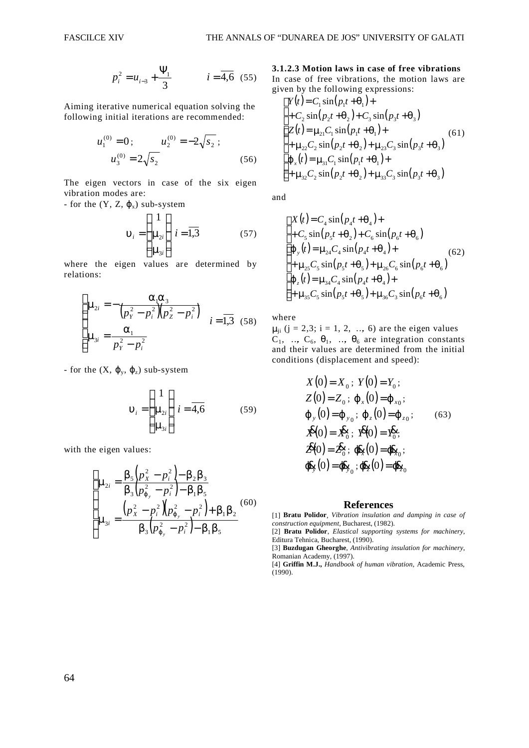$$p_i^2 = u_{i-3} + \frac{\Psi_1}{3} \qquad i = \overline{4,6} \quad (55)$$

Aiming iterative numerical equation solving the following initial iterations are recommended:

$$u_1^{(0)} = 0\,; \qquad u_2^{(0)} = -2\sqrt{s_2}\,;$$
$$u_3^{(0)} = 2\sqrt{s_2} \quad (56)$$

The eigen vectors in case of the six eigen vibration modes are:

- for the (Y, Z, $\varphi_x$) sub-system

$$\upsilon_i = \begin{Bmatrix} 1 \\ \mu_{2i} \\ \mu_{3i} \end{Bmatrix} \; i = \overline{1,3} \quad (57)$$

where the eigen values are determined by relations:

$$\begin{cases} \mu_{2i} = -\dfrac{\alpha_1\alpha_3}{\left(p_Y^2 - p_i^2\right)\left(p_Z^2 - p_i^2\right)} \\ \mu_{3i} = \dfrac{\alpha_1}{p_Y^2 - p_i^2} \end{cases} \; i = \overline{1,3} \quad (58)$$

- for the (X, $\varphi_y$, $\varphi_z$) sub-system

$$\upsilon_i = \begin{Bmatrix} 1 \\ \mu_{2i} \\ \mu_{3i} \end{Bmatrix} \; i = \overline{4,6} \quad (59)$$

with the eigen values:

$$\begin{cases} \mu_{2i} = \dfrac{\beta_5\left(p_X^2 - p_i^2\right) - \beta_2\beta_3}{\beta_3\left(p_{\varphi_y}^2 - p_i^2\right) - \beta_1\beta_5} \\ \mu_{3i} = \dfrac{\left(p_X^2 - p_i^2\right)\left(p_{\varphi_y}^2 - p_i^2\right) + \beta_1\beta_2}{\beta_3\left(p_{\varphi_y}^2 - p_i^2\right) - \beta_1\beta_5} \end{cases} \quad (60)$$

**3.1.2.3 Motion laws in case of free vibrations**

In case of free vibrations, the motion laws are given by the following expressions:

$$\begin{cases} Y(t) = C_1\sin\left(p_1 t + \theta_1\right) + \\ + C_2\sin\left(p_2 t + \theta_2\right) + C_3\sin\left(p_3 t + \theta_3\right) \\ Z(t) = \mu_{21}C_1\sin\left(p_1 t + \theta_1\right) + \\ + \mu_{22}C_2\sin\left(p_2 t + \theta_2\right) + \mu_{23}C_3\sin\left(p_3 t + \theta_3\right) \\ \varphi_x(t) = \mu_{31}C_1\sin\left(p_1 t + \theta_1\right) + \\ + \mu_{32}C_2\sin\left(p_2 t + \theta_2\right) + \mu_{33}C_3\sin\left(p_3 t + \theta_3\right) \end{cases} \quad (61)$$

and

$$\begin{cases} X(t) = C_4\sin\left(p_4 t + \theta_4\right) + \\ + C_5\sin\left(p_5 t + \theta_2\right) + C_6\sin\left(p_6 t + \theta_6\right) \\ \varphi_y(t) = \mu_{24}C_4\sin\left(p_4 t + \theta_4\right) + \\ + \mu_{25}C_5\sin\left(p_5 t + \theta_5\right) + \mu_{26}C_6\sin\left(p_6 t + \theta_6\right) \\ \varphi_z(t) = \mu_{34}C_4\sin\left(p_4 t + \theta_4\right) + \\ + \mu_{35}C_5\sin\left(p_5 t + \theta_5\right) + \mu_{36}C_3\sin\left(p_6 t + \theta_6\right) \end{cases} \quad (62)$$

where

$\mu_{ji}$ (j = 2,3; i = 1, 2, .., 6) are the eigen values

$C_1$, .., $C_6$, $\theta_1$, .., $\theta_6$ are integration constants and their values are determined from the initial conditions (displacement and speed):

$$\begin{aligned} & X(0) = X_0\,;\; Y(0) = Y_0\,; \\ & Z(0) = Z_0\,;\; \varphi_x(0) = \varphi_{x0}\,; \\ & \varphi_y(0) = \varphi_{y_0}\,;\; \varphi_z(0) = \varphi_{z0}\,; \\ & \dot{X}(0) = \dot{X}_0\,;\; \dot{Y}(0) = \dot{Y}_0\,; \\ & \dot{Z}(0) = \dot{Z}_0\,;\; \dot{\varphi}_x(0) = \dot{\varphi}_{x0}\,; \\ & \dot{\varphi}_y(0) = \dot{\varphi}_{y_0}\,;\; \dot{\varphi}_z(0) = \dot{\varphi}_{z0} \end{aligned} \quad (63)$$

## References

[1] **Bratu Polidor**, *Vibration insulation and damping in case of construction equipment*, Bucharest, (1982).

[2] **Bratu Polidor**, *Elastical supporting systems for machinery*, Editura Tehnica, Bucharest, (1990).

[3] **Buzdugan Gheorghe**, *Antivibrating insulation for machinery*, Romanian Academy, (1997).

[4] **Griffin M.J.,** *Handbook of human vibration*, Academic Press, (1990).